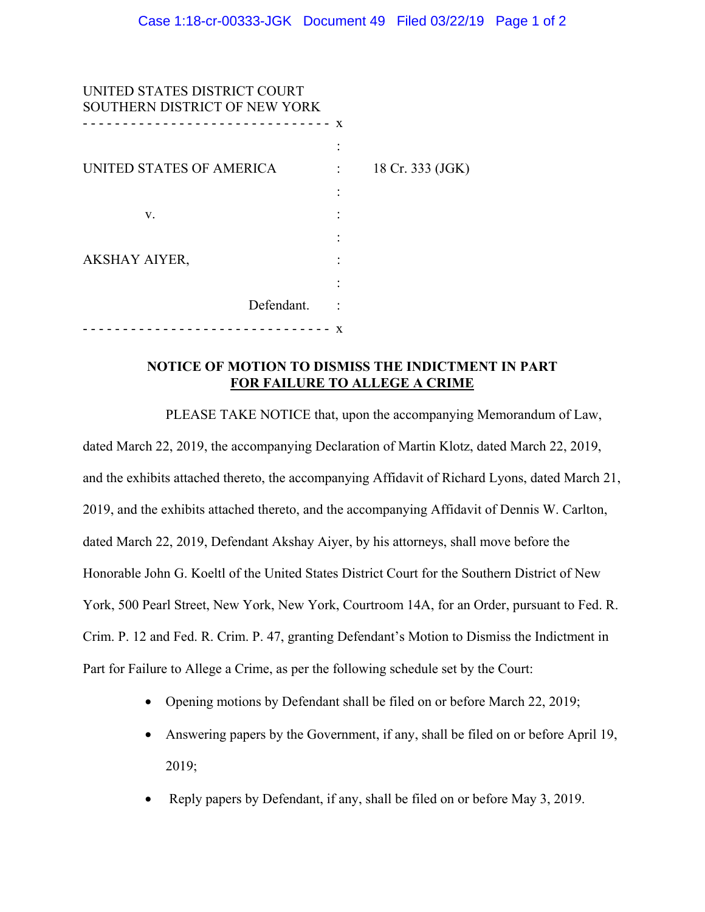UNITED STATES DISTRICT COURT
SOUTHERN DISTRICT OF NEW YORK

- - - - - - - - - - - - - - - - - - - - - - - - - - - - - - x

UNITED STATES OF AMERICA : 18 Cr. 333 (JGK)

v. :

AKSHAY AIYER, :

Defendant. :

- - - - - - - - - - - - - - - - - - - - - - - - - - - - - - x

**NOTICE OF MOTION TO DISMISS THE INDICTMENT IN PART FOR FAILURE TO ALLEGE A CRIME**

PLEASE TAKE NOTICE that, upon the accompanying Memorandum of Law, dated March 22, 2019, the accompanying Declaration of Martin Klotz, dated March 22, 2019, and the exhibits attached thereto, the accompanying Affidavit of Richard Lyons, dated March 21, 2019, and the exhibits attached thereto, and the accompanying Affidavit of Dennis W. Carlton, dated March 22, 2019, Defendant Akshay Aiyer, by his attorneys, shall move before the Honorable John G. Koeltl of the United States District Court for the Southern District of New York, 500 Pearl Street, New York, New York, Courtroom 14A, for an Order, pursuant to Fed. R. Crim. P. 12 and Fed. R. Crim. P. 47, granting Defendant's Motion to Dismiss the Indictment in Part for Failure to Allege a Crime, as per the following schedule set by the Court:

- Opening motions by Defendant shall be filed on or before March 22, 2019;
- Answering papers by the Government, if any, shall be filed on or before April 19, 2019;
- Reply papers by Defendant, if any, shall be filed on or before May 3, 2019.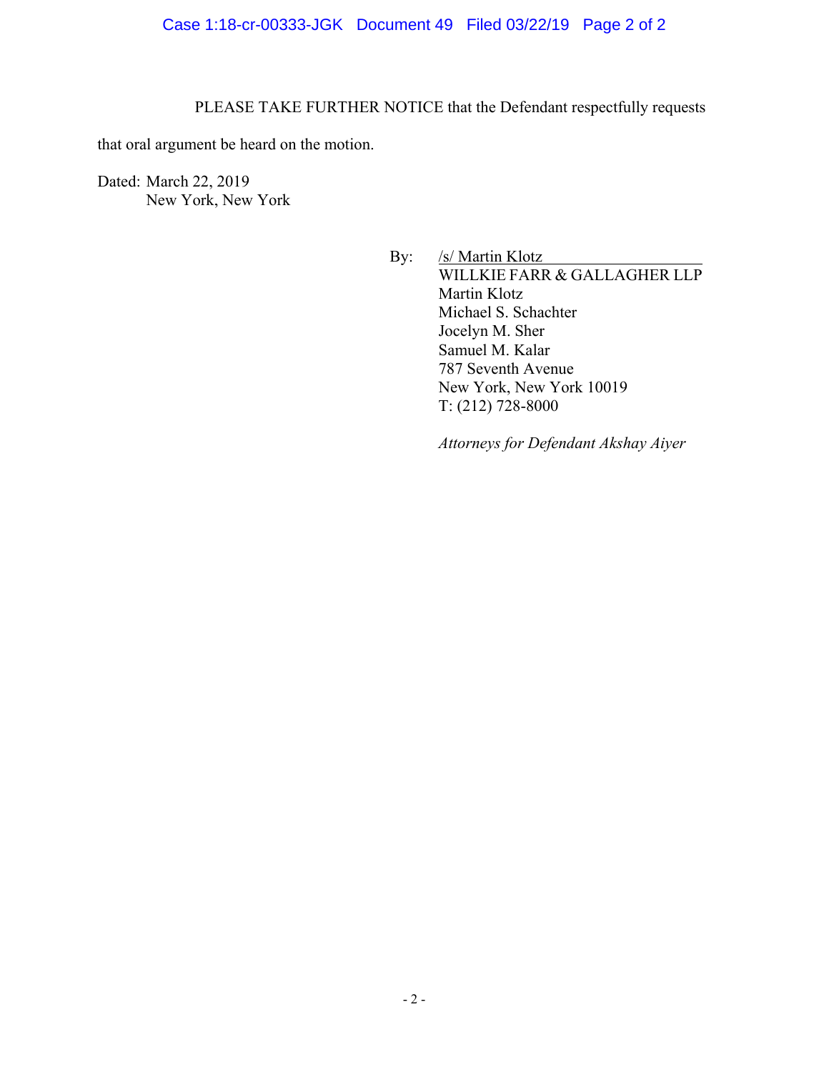PLEASE TAKE FURTHER NOTICE that the Defendant respectfully requests that oral argument be heard on the motion.

Dated: March 22, 2019
New York, New York

By: /s/ Martin Klotz
WILLKIE FARR & GALLAGHER LLP
Martin Klotz
Michael S. Schachter
Jocelyn M. Sher
Samuel M. Kalar
787 Seventh Avenue
New York, New York 10019
T: (212) 728-8000

*Attorneys for Defendant Akshay Aiyer*